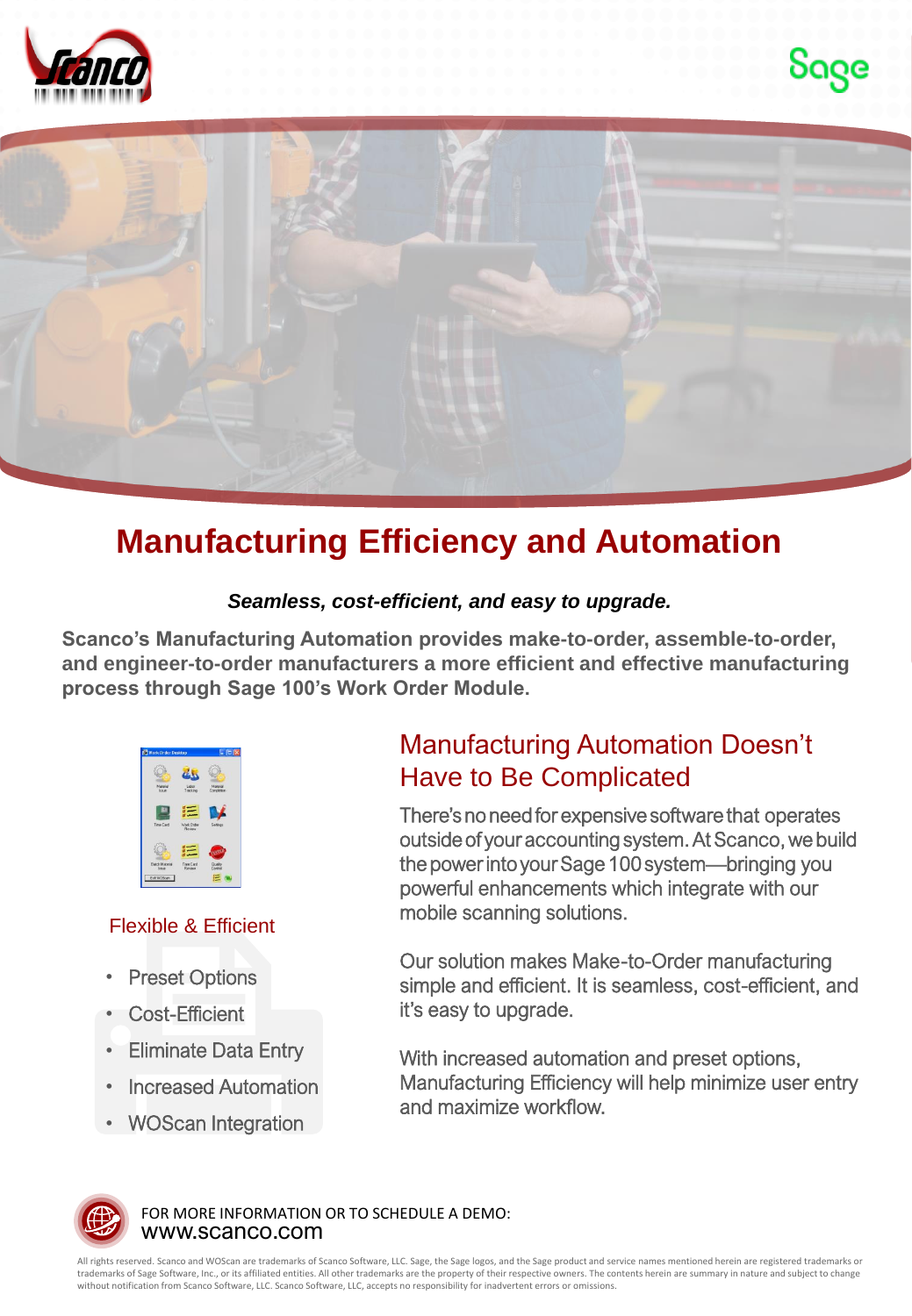# Manufacturing Efficiency and Automation

***Seamless, cost-efficient, and easy to upgrade.***

**Scanco's Manufacturing Automation provides make-to-order, assemble-to-order, and engineer-to-order manufacturers a more efficient and effective manufacturing process through Sage 100's Work Order Module.**

## Manufacturing Automation Doesn't Have to Be Complicated

There's no need for expensive software that operates outside of your accounting system. At Scanco, we build the power into your Sage 100 system—bringing you powerful enhancements which integrate with our mobile scanning solutions.

Our solution makes Make-to-Order manufacturing simple and efficient. It is seamless, cost-efficient, and it's easy to upgrade.

With increased automation and preset options, Manufacturing Efficiency will help minimize user entry and maximize workflow.

### Flexible & Efficient

- Preset Options
- Cost-Efficient
- Eliminate Data Entry
- Increased Automation
- WOScan Integration

FOR MORE INFORMATION OR TO SCHEDULE A DEMO:
www.scanco.com

All rights reserved. Scanco and WOScan are trademarks of Scanco Software, LLC. Sage, the Sage logos, and the Sage product and service names mentioned herein are registered trademarks or trademarks of Sage Software, Inc., or its affiliated entities. All other trademarks are the property of their respective owners. The contents herein are summary in nature and subject to change without notification from Scanco Software, LLC. Scanco Software, LLC, accepts no responsibility for inadvertent errors or omissions.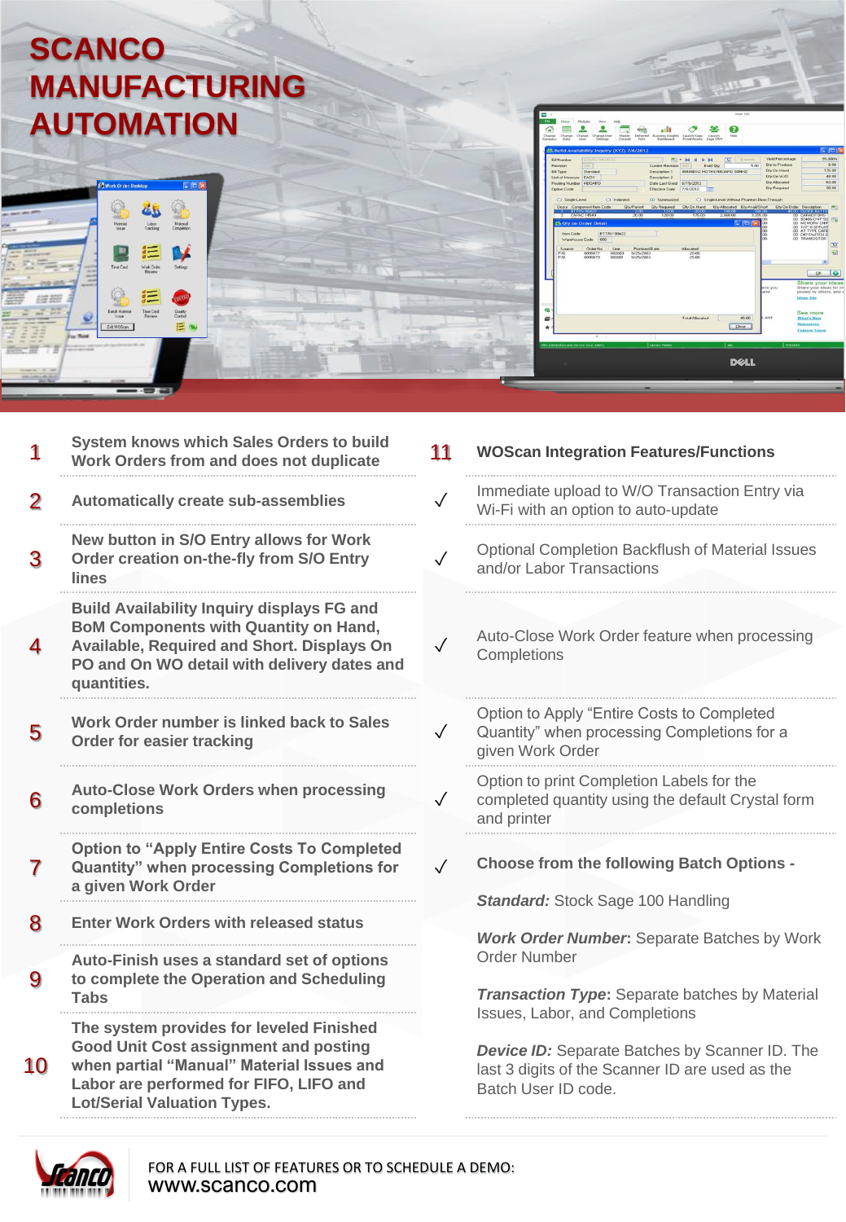# SCANCO MANUFACTURING AUTOMATION

1. System knows which Sales Orders to build Work Orders from and does not duplicate
2. Automatically create sub-assemblies
3. New button in S/O Entry allows for Work Order creation on-the-fly from S/O Entry lines
4. Build Availability Inquiry displays FG and BoM Components with Quantity on Hand, Available, Required and Short. Displays On PO and On WO detail with delivery dates and quantities.
5. Work Order number is linked back to Sales Order for easier tracking
6. Auto-Close Work Orders when processing completions
7. Option to “Apply Entire Costs To Completed Quantity” when processing Completions for a given Work Order
8. Enter Work Orders with released status
9. Auto-Finish uses a standard set of options to complete the Operation and Scheduling Tabs
10. The system provides for leveled Finished Good Unit Cost assignment and posting when partial “Manual” Material Issues and Labor are performed for FIFO, LIFO and Lot/Serial Valuation Types.

## 11 WOScan Integration Features/Functions

- ✓ Immediate upload to W/O Transaction Entry via Wi-Fi with an option to auto-update
- ✓ Optional Completion Backflush of Material Issues and/or Labor Transactions
- ✓ Auto-Close Work Order feature when processing Completions
- ✓ Option to Apply “Entire Costs to Completed Quantity” when processing Completions for a given Work Order
- ✓ Option to print Completion Labels for the completed quantity using the default Crystal form and printer
- ✓ **Choose from the following Batch Options -**

***Standard:*** Stock Sage 100 Handling

***Work Order Number*:** Separate Batches by Work Order Number

***Transaction Type*:** Separate batches by Material Issues, Labor, and Completions

***Device ID:*** Separate Batches by Scanner ID. The last 3 digits of the Scanner ID are used as the Batch User ID code.

FOR A FULL LIST OF FEATURES OR TO SCHEDULE A DEMO:
www.scanco.com